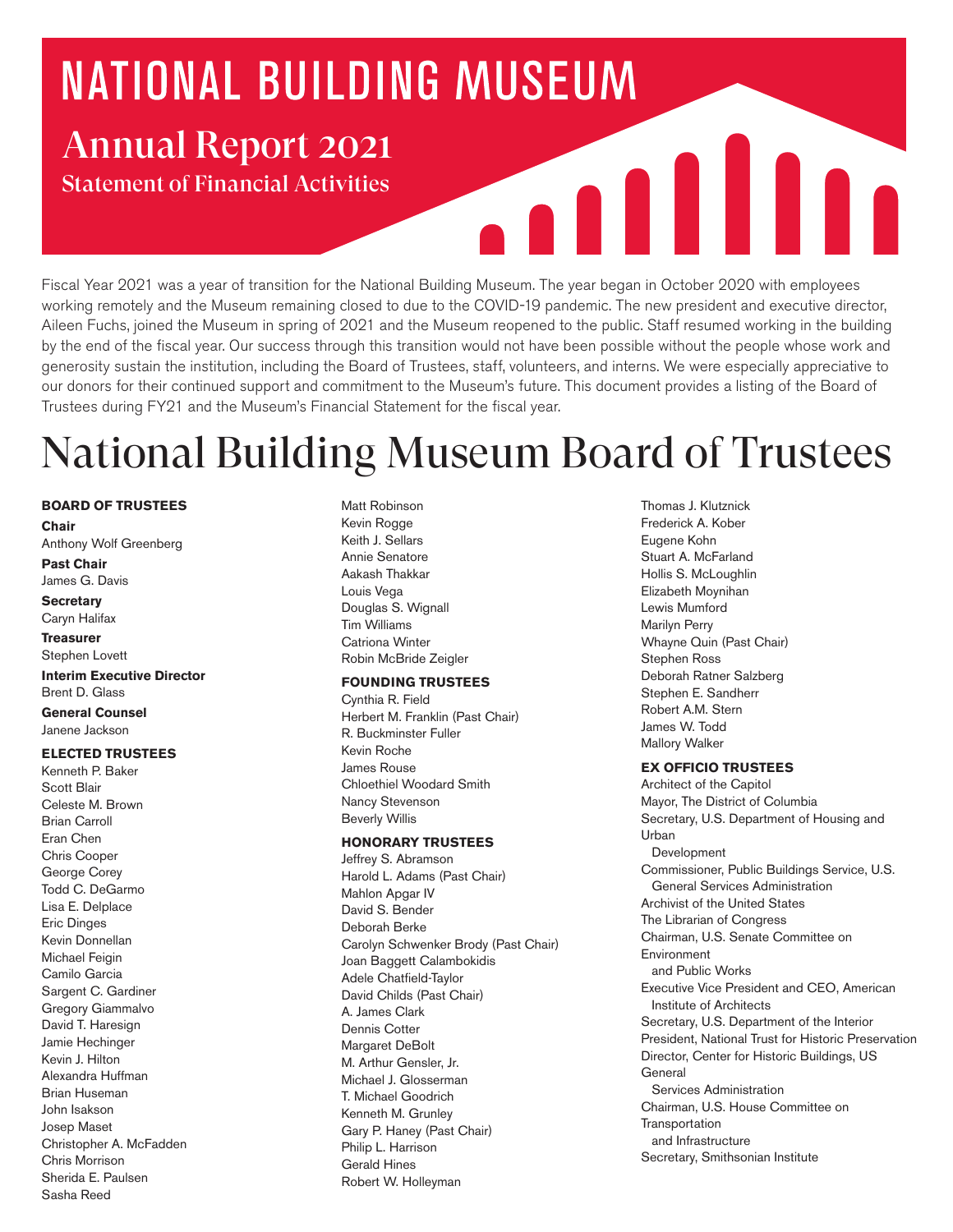# NATIONAL BUILDING MUSEUM

## Annual Report 2021

### Statement of Financial Activities

Fiscal Year 2021 was a year of transition for the National Building Museum. The year began in October 2020 with employees working remotely and the Museum remaining closed to due to the COVID-19 pandemic. The new president and executive director, Aileen Fuchs, joined the Museum in spring of 2021 and the Museum reopened to the public. Staff resumed working in the building by the end of the fiscal year. Our success through this transition would not have been possible without the people whose work and generosity sustain the institution, including the Board of Trustees, staff, volunteers, and interns. We were especially appreciative to our donors for their continued support and commitment to the Museum's future. This document provides a listing of the Board of Trustees during FY21 and the Museum's Financial Statement for the fiscal year.

# National Building Museum Board of Trustees

**BOARD OF TRUSTEES**

**Chair**
Anthony Wolf Greenberg

**Past Chair**
James G. Davis

**Secretary**
Caryn Halifax

**Treasurer**
Stephen Lovett

**Interim Executive Director**
Brent D. Glass

**General Counsel**
Janene Jackson

**ELECTED TRUSTEES**

Kenneth P. Baker
Scott Blair
Celeste M. Brown
Brian Carroll
Eran Chen
Chris Cooper
George Corey
Todd C. DeGarmo
Lisa E. Delplace
Eric Dinges
Kevin Donnellan
Michael Feigin
Camilo Garcia
Sargent C. Gardiner
Gregory Giammalvo
David T. Haresign
Jamie Hechinger
Kevin J. Hilton
Alexandra Huffman
Brian Huseman
John Isakson
Josep Maset
Christopher A. McFadden
Chris Morrison
Sherida E. Paulsen
Sasha Reed
Matt Robinson
Kevin Rogge
Keith J. Sellars
Annie Senatore
Aakash Thakkar
Louis Vega
Douglas S. Wignall
Tim Williams
Catriona Winter
Robin McBride Zeigler

**FOUNDING TRUSTEES**

Cynthia R. Field
Herbert M. Franklin (Past Chair)
R. Buckminster Fuller
Kevin Roche
James Rouse
Chloethiel Woodard Smith
Nancy Stevenson
Beverly Willis

**HONORARY TRUSTEES**

Jeffrey S. Abramson
Harold L. Adams (Past Chair)
Mahlon Apgar IV
David S. Bender
Deborah Berke
Carolyn Schwenker Brody (Past Chair)
Joan Baggett Calambokidis
Adele Chatfield-Taylor
David Childs (Past Chair)
A. James Clark
Dennis Cotter
Margaret DeBolt
M. Arthur Gensler, Jr.
Michael J. Glosserman
T. Michael Goodrich
Kenneth M. Grunley
Gary P. Haney (Past Chair)
Philip L. Harrison
Gerald Hines
Robert W. Holleyman
Thomas J. Klutznick
Frederick A. Kober
Eugene Kohn
Stuart A. McFarland
Hollis S. McLoughlin
Elizabeth Moynihan
Lewis Mumford
Marilyn Perry
Whayne Quin (Past Chair)
Stephen Ross
Deborah Ratner Salzberg
Stephen E. Sandherr
Robert A.M. Stern
James W. Todd
Mallory Walker

**EX OFFICIO TRUSTEES**

Architect of the Capitol
Mayor, The District of Columbia
Secretary, U.S. Department of Housing and Urban Development
Commissioner, Public Buildings Service, U.S. General Services Administration
Archivist of the United States
The Librarian of Congress
Chairman, U.S. Senate Committee on Environment and Public Works
Executive Vice President and CEO, American Institute of Architects
Secretary, U.S. Department of the Interior
President, National Trust for Historic Preservation
Director, Center for Historic Buildings, US General Services Administration
Chairman, U.S. House Committee on Transportation and Infrastructure
Secretary, Smithsonian Institute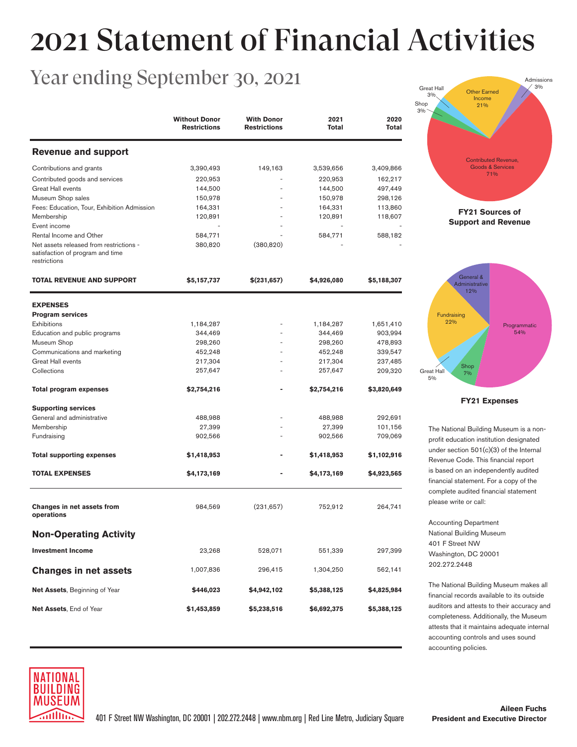# 2021 Statement of Financial Activities

## Year ending September 30, 2021

| | Without Donor Restrictions | With Donor Restrictions | 2021 Total | 2020 Total |
|---|---|---|---|---|
| **Revenue and support** | | | | |
| Contributions and grants | 3,390,493 | 149,163 | 3,539,656 | 3,409,866 |
| Contributed goods and services | 220,953 | - | 220,953 | 162,217 |
| Great Hall events | 144,500 | - | 144,500 | 497,449 |
| Museum Shop sales | 150,978 | - | 150,978 | 298,126 |
| Fees: Education, Tour, Exhibition Admission | 164,331 | - | 164,331 | 113,860 |
| Membership | 120,891 | - | 120,891 | 118,607 |
| Event income | - | - | - | - |
| Rental Income and Other | 584,771 | - | 584,771 | 588,182 |
| Net assets released from restrictions - satisfaction of program and time restrictions | 380,820 | (380,820) | - | - |
| **TOTAL REVENUE AND SUPPORT** | **$5,157,737** | **$(231,657)** | **$4,926,080** | **$5,188,307** |
| **EXPENSES** | | | | |
| **Program services** | | | | |
| Exhibitions | 1,184,287 | - | 1,184,287 | 1,651,410 |
| Education and public programs | 344,469 | - | 344,469 | 903,994 |
| Museum Shop | 298,260 | - | 298,260 | 478,893 |
| Communications and marketing | 452,248 | - | 452,248 | 339,547 |
| Great Hall events | 217,304 | - | 217,304 | 237,485 |
| Collections | 257,647 | - | 257,647 | 209,320 |
| **Total program expenses** | **$2,754,216** | **-** | **$2,754,216** | **$3,820,649** |
| **Supporting services** | | | | |
| General and administrative | 488,988 | - | 488,988 | 292,691 |
| Membership | 27,399 | - | 27,399 | 101,156 |
| Fundraising | 902,566 | - | 902,566 | 709,069 |
| **Total supporting expenses** | **$1,418,953** | **-** | **$1,418,953** | **$1,102,916** |
| **TOTAL EXPENSES** | **$4,173,169** | **-** | **$4,173,169** | **$4,923,565** |
| **Changes in net assets from operations** | 984,569 | (231,657) | 752,912 | 264,741 |
| **Non-Operating Activity** | | | | |
| **Investment Income** | 23,268 | 528,071 | 551,339 | 297,399 |
| **Changes in net assets** | 1,007,836 | 296,415 | 1,304,250 | 562,141 |
| **Net Assets**, Beginning of Year | **$446,023** | **$4,942,102** | **$5,388,125** | **$4,825,984** |
| **Net Assets**, End of Year | **$1,453,859** | **$5,238,516** | **$6,692,375** | **$5,388,125** |

Admissions 3%
Other Earned Income 21%
Great Hall 3%
Shop 3%
Contributed Revenue, Goods & Services 71%

**FY21 Sources of Support and Revenue**

General & Administrative 12%
Fundraising 22%
Programmatic 54%
Shop 7%
Great Hall 5%

**FY21 Expenses**

The National Building Museum is a non-profit education institution designated under section 501(c)(3) of the Internal Revenue Code. This financial report is based on an independently audited financial statement. For a copy of the complete audited financial statement please write or call:

Accounting Department
National Building Museum
401 F Street NW
Washington, DC 20001
202.272.2448

The National Building Museum makes all financial records available to its outside auditors and attests to their accuracy and completeness. Additionally, the Museum attests that it maintains adequate internal accounting controls and uses sound accounting policies.

NATIONAL BUILDING MUSEUM

401 F Street NW Washington, DC 20001 | 202.272.2448 | www.nbm.org | Red Line Metro, Judiciary Square

**Aileen Fuchs**
**President and Executive Director**